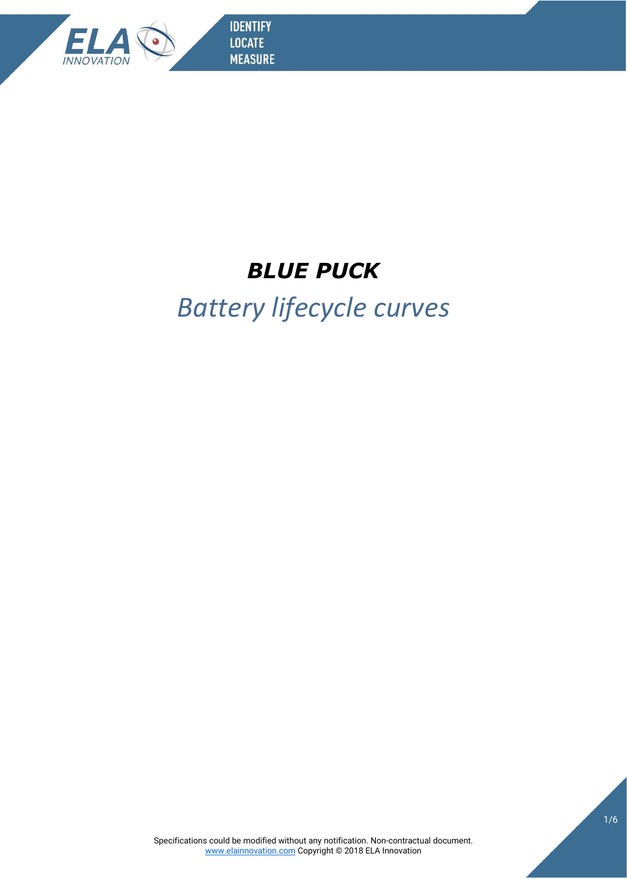# ***BLUE PUCK***

## *Battery lifecycle curves*

Specifications could be modified without any notification. Non-contractual document.
www.elainnovation.com Copyright © 2018 ELA Innovation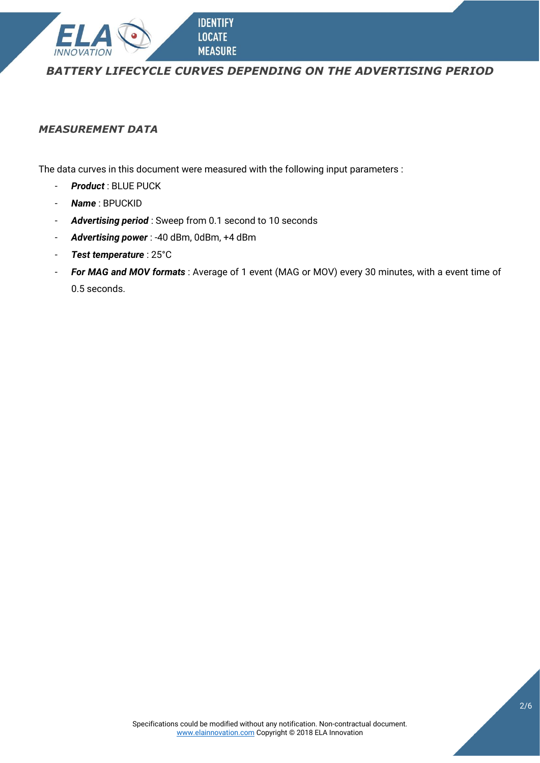### *MEASUREMENT DATA*

The data curves in this document were measured with the following input parameters :

- ***Product*** : BLUE PUCK
- ***Name*** : BPUCKID
- ***Advertising period*** : Sweep from 0.1 second to 10 seconds
- ***Advertising power*** : -40 dBm, 0dBm, +4 dBm
- ***Test temperature*** : 25°C
- ***For MAG and MOV formats*** : Average of 1 event (MAG or MOV) every 30 minutes, with a event time of 0.5 seconds.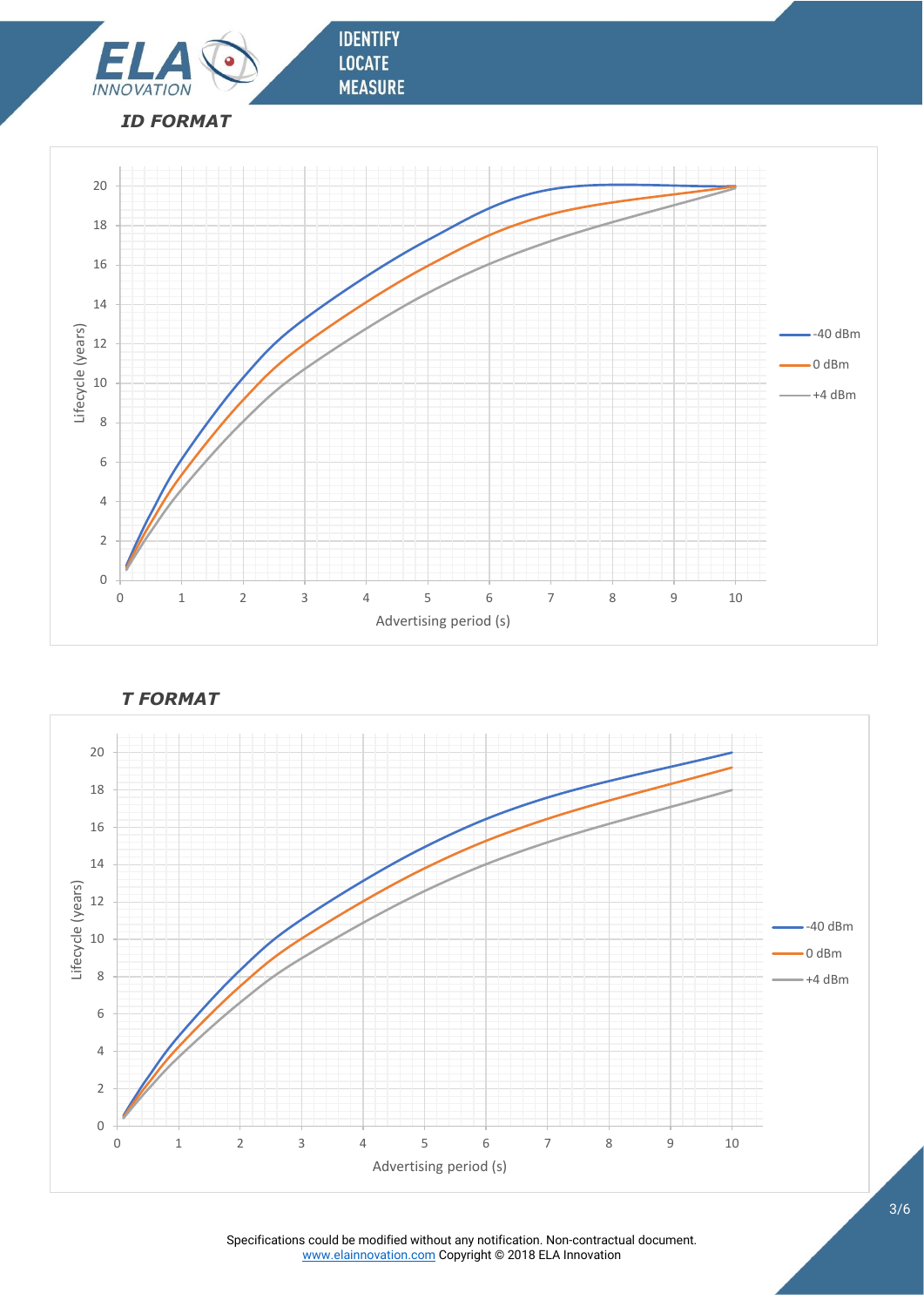### ID FORMAT

### T FORMAT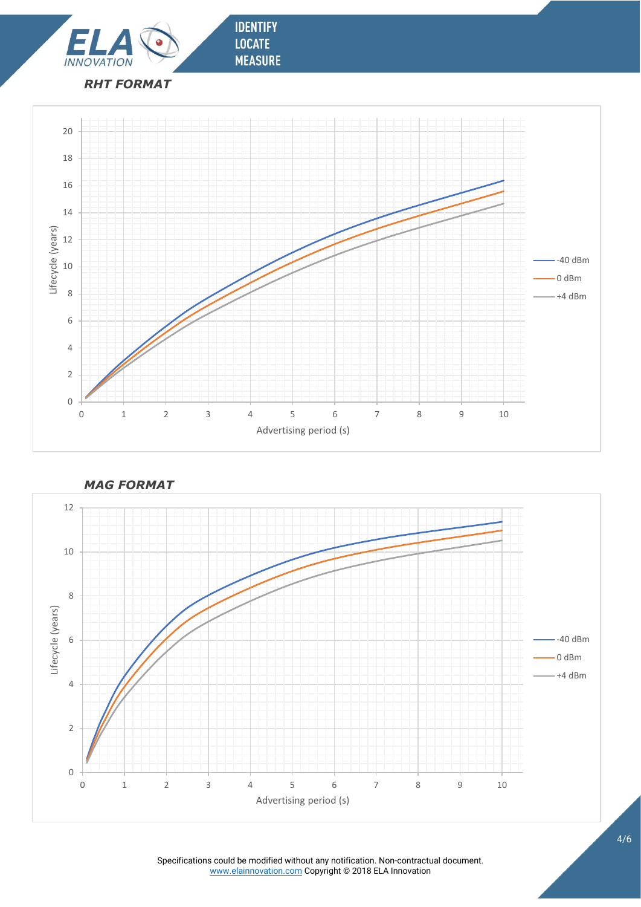### *RHT FORMAT*

### *MAG FORMAT*

Specifications could be modified without any notification. Non-contractual document.
www.elainnovation.com Copyright © 2018 ELA Innovation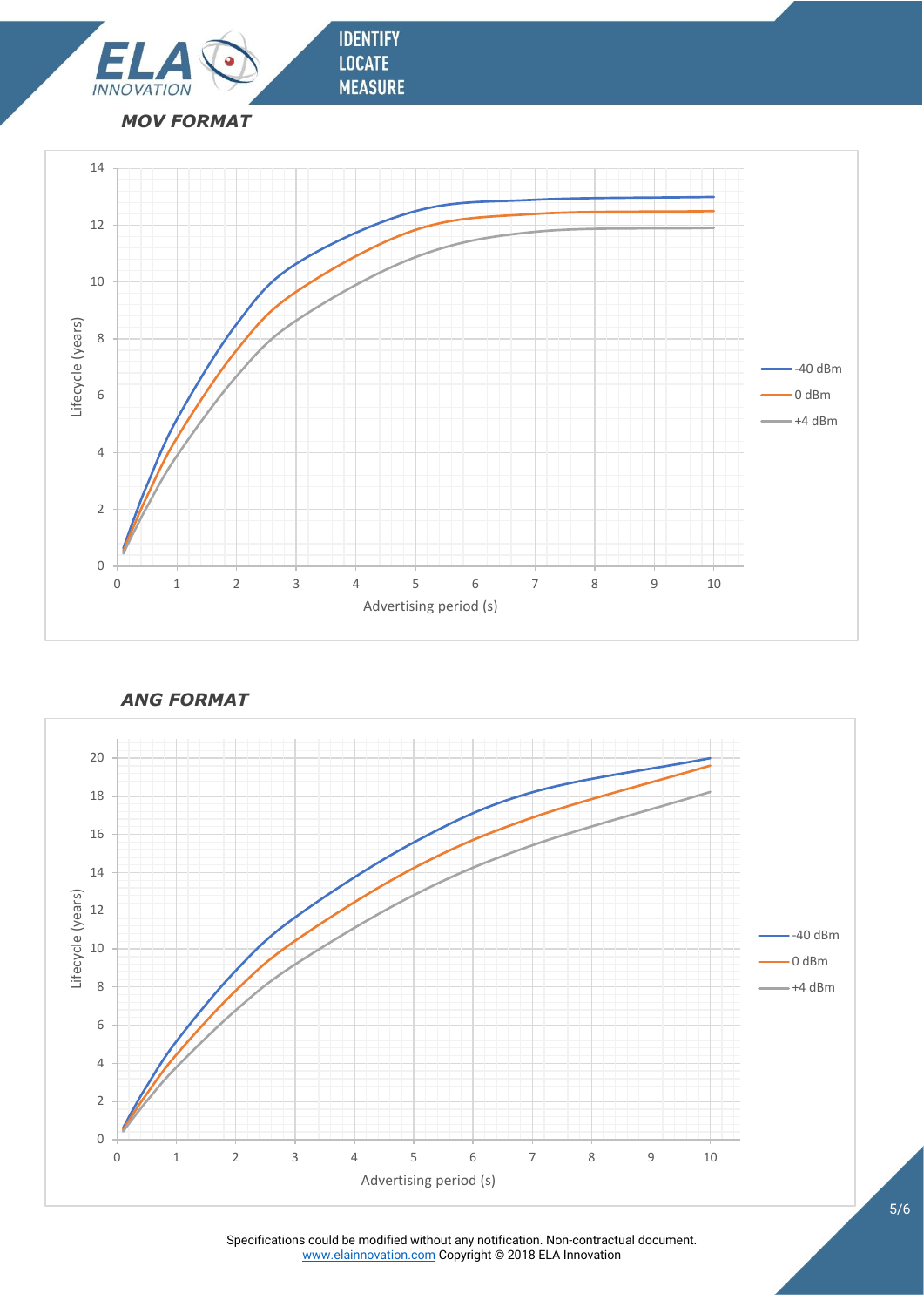### *MOV FORMAT*

### *ANG FORMAT*

Specifications could be modified without any notification. Non-contractual document.
www.elainnovation.com Copyright © 2018 ELA Innovation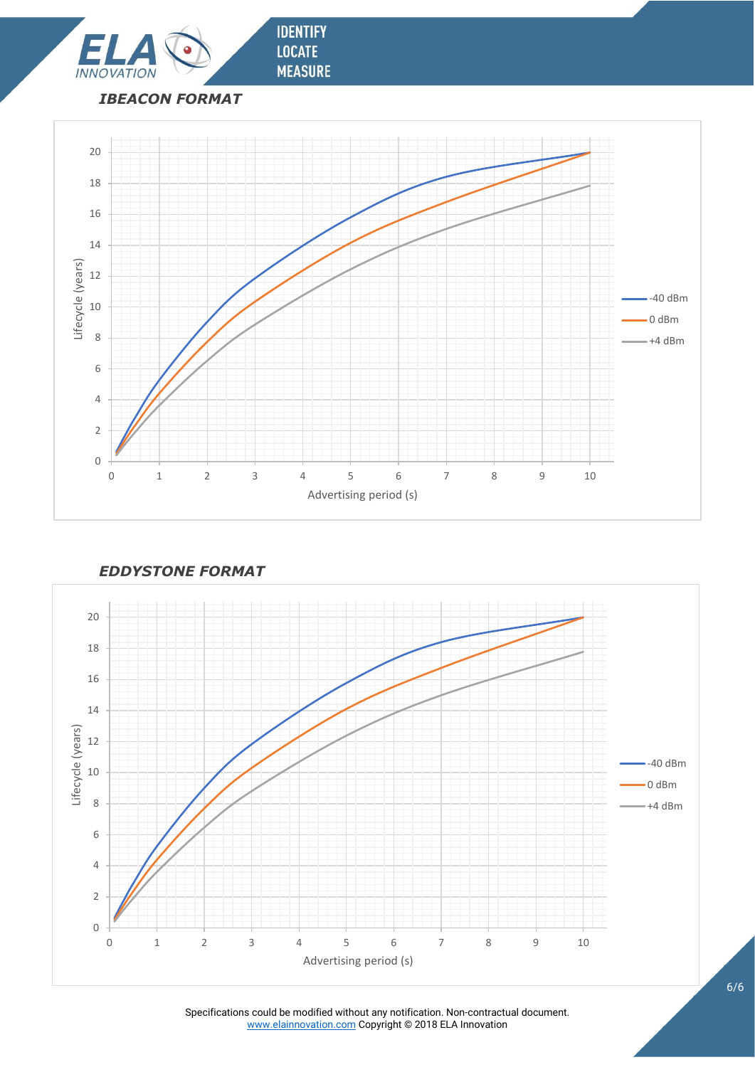## IBEACON FORMAT

Lifecycle (years)

20
18
16
14
12
10
8
6
4
2
0

0 1 2 3 4 5 6 7 8 9 10

Advertising period (s)

-40 dBm
0 dBm
+4 dBm

## EDDYSTONE FORMAT

Lifecycle (years)

20
18
16
14
12
10
8
6
4
2
0

0 1 2 3 4 5 6 7 8 9 10

Advertising period (s)

-40 dBm
0 dBm
+4 dBm

Specifications could be modified without any notification. Non-contractual document.
[www.elainnovation.com](http://www.elainnovation.com) Copyright © 2018 ELA Innovation